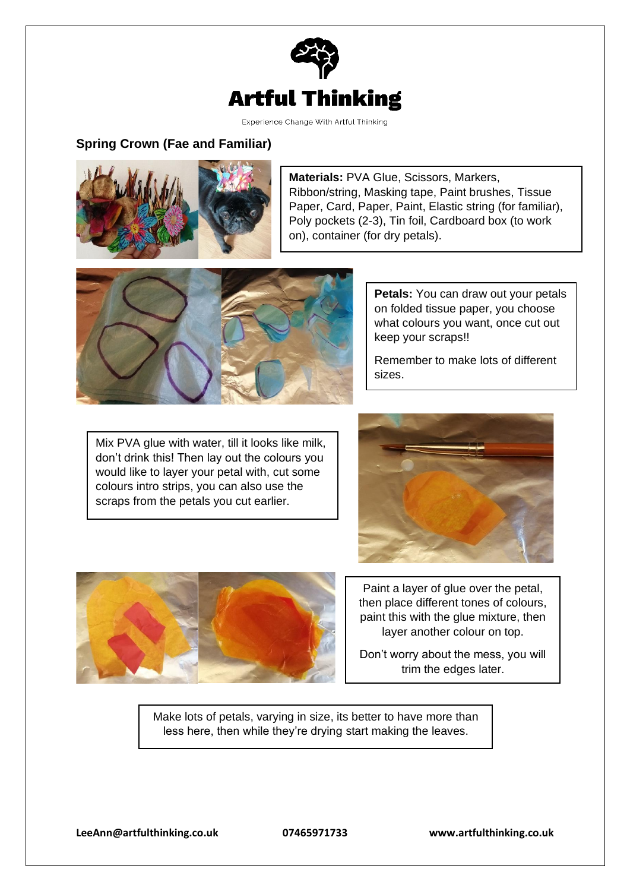# Artful Thinking

Experience Change With Artful Thinking

## Spring Crown (Fae and Familiar)

**Materials:** PVA Glue, Scissors, Markers, Ribbon/string, Masking tape, Paint brushes, Tissue Paper, Card, Paper, Paint, Elastic string (for familiar), Poly pockets (2-3), Tin foil, Cardboard box (to work on), container (for dry petals).

**Petals:** You can draw out your petals on folded tissue paper, you choose what colours you want, once cut out keep your scraps!!

Remember to make lots of different sizes.

Mix PVA glue with water, till it looks like milk, don't drink this! Then lay out the colours you would like to layer your petal with, cut some colours intro strips, you can also use the scraps from the petals you cut earlier.

Paint a layer of glue over the petal, then place different tones of colours, paint this with the glue mixture, then layer another colour on top.

Don't worry about the mess, you will trim the edges later.

Make lots of petals, varying in size, its better to have more than less here, then while they're drying start making the leaves.

**LeeAnn@artfulthinking.co.uk** **07465971733** **www.artfulthinking.co.uk**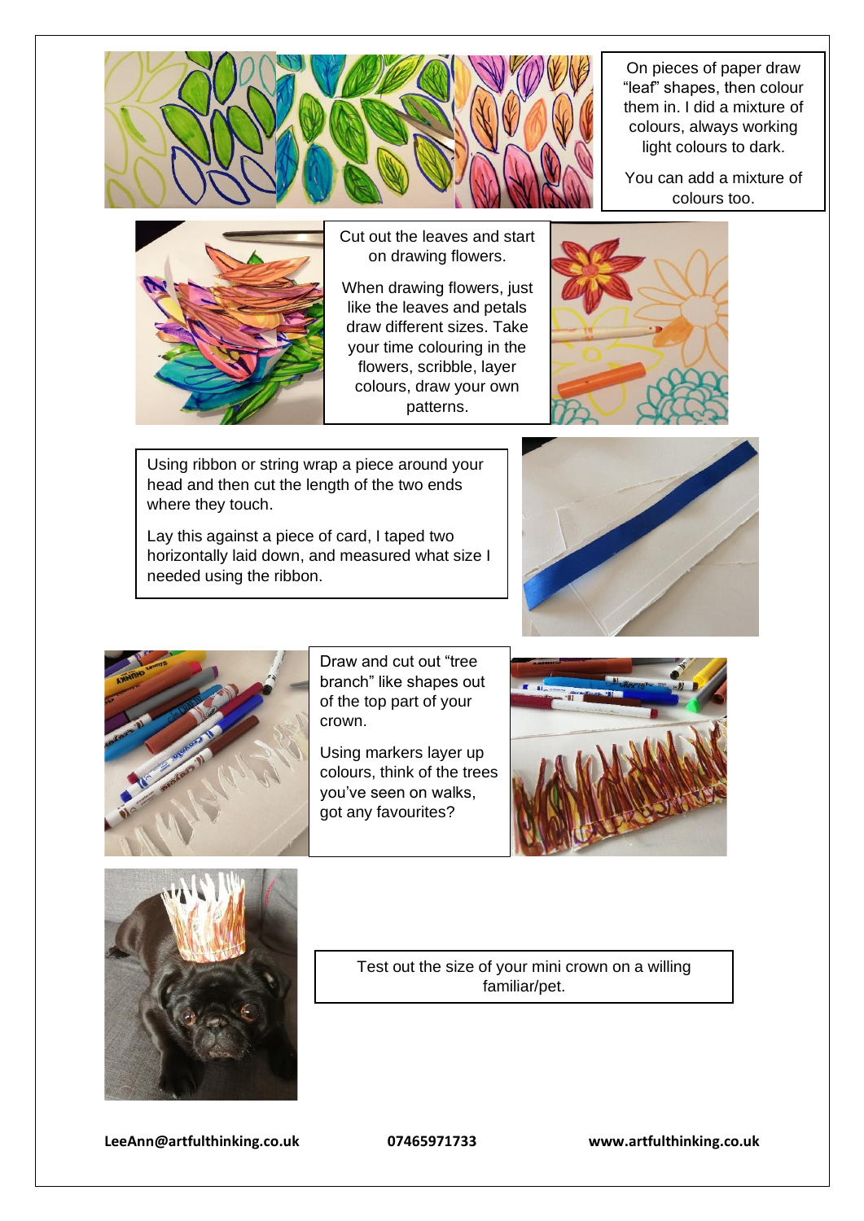On pieces of paper draw "leaf" shapes, then colour them in. I did a mixture of colours, always working light colours to dark.

You can add a mixture of colours too.

Cut out the leaves and start on drawing flowers.

When drawing flowers, just like the leaves and petals draw different sizes. Take your time colouring in the flowers, scribble, layer colours, draw your own patterns.

Using ribbon or string wrap a piece around your head and then cut the length of the two ends where they touch.

Lay this against a piece of card, I taped two horizontally laid down, and measured what size I needed using the ribbon.

Draw and cut out "tree branch" like shapes out of the top part of your crown.

Using markers layer up colours, think of the trees you've seen on walks, got any favourites?

Test out the size of your mini crown on a willing familiar/pet.

**LeeAnn@artfulthinking.co.uk** **07465971733** **www.artfulthinking.co.uk**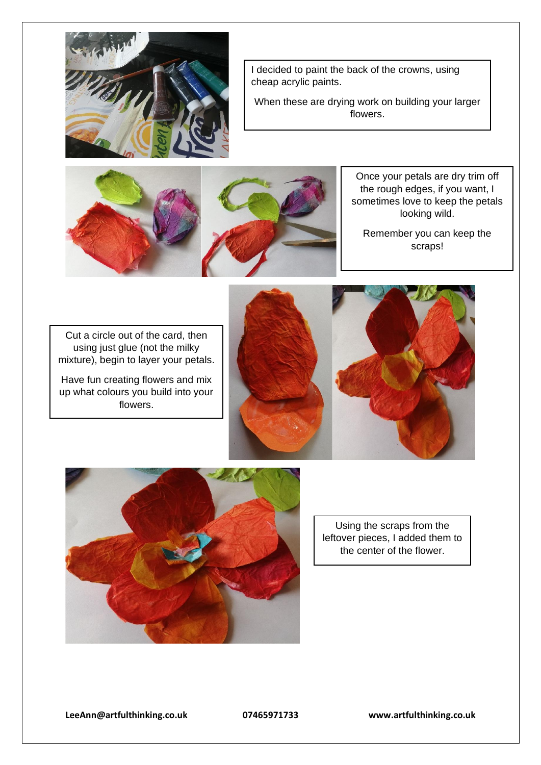I decided to paint the back of the crowns, using cheap acrylic paints.

When these are drying work on building your larger flowers.

Once your petals are dry trim off the rough edges, if you want, I sometimes love to keep the petals looking wild.

Remember you can keep the scraps!

Cut a circle out of the card, then using just glue (not the milky mixture), begin to layer your petals.

Have fun creating flowers and mix up what colours you build into your flowers.

Using the scraps from the leftover pieces, I added them to the center of the flower.

**LeeAnn@artfulthinking.co.uk** **07465971733** **www.artfulthinking.co.uk**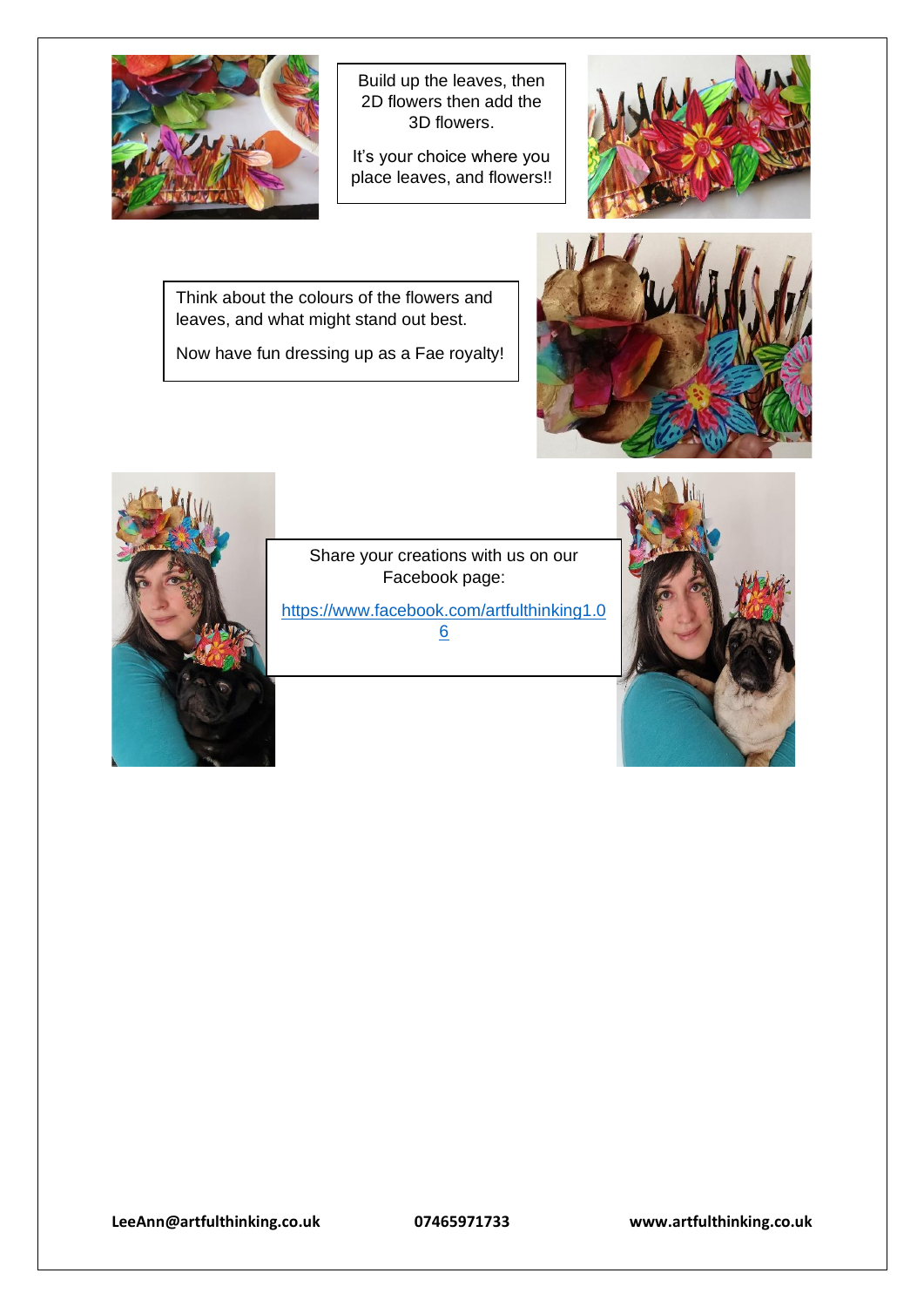Build up the leaves, then 2D flowers then add the 3D flowers.

It's your choice where you place leaves, and flowers!!

Think about the colours of the flowers and leaves, and what might stand out best.

Now have fun dressing up as a Fae royalty!

Share your creations with us on our Facebook page:

https://www.facebook.com/artfulthinking1.06

**LeeAnn@artfulthinking.co.uk** **07465971733** **www.artfulthinking.co.uk**